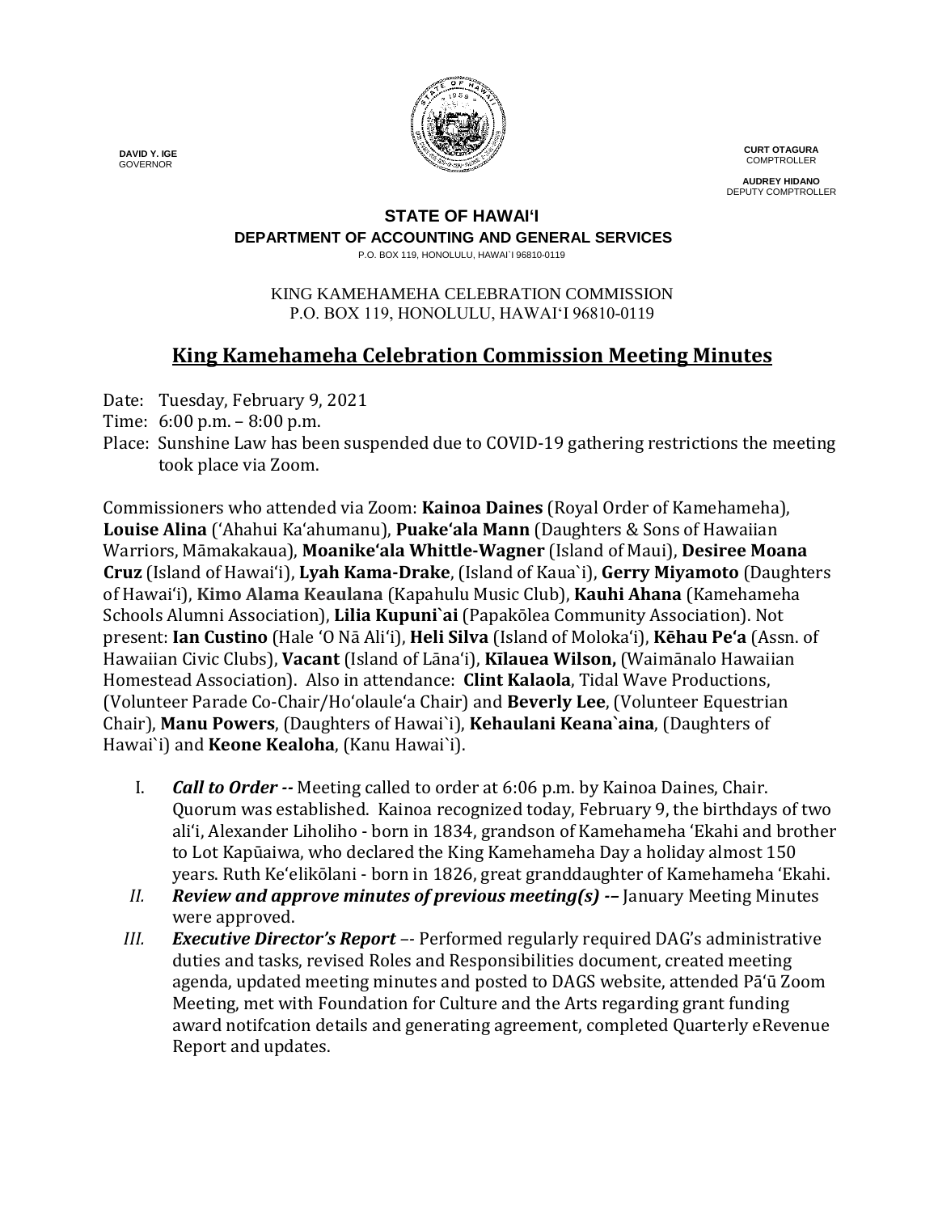**DAVID Y. IGE**
GOVERNOR

**CURT OTAGURA**
COMPTROLLER

**AUDREY HIDANO**
DEPUTY COMPTROLLER

**STATE OF HAWAI'I**
**DEPARTMENT OF ACCOUNTING AND GENERAL SERVICES**
P.O. BOX 119, HONOLULU, HAWAI`I 96810-0119

KING KAMEHAMEHA CELEBRATION COMMISSION
P.O. BOX 119, HONOLULU, HAWAI'I 96810-0119

# King Kamehameha Celebration Commission Meeting Minutes

Date: Tuesday, February 9, 2021
Time: 6:00 p.m. – 8:00 p.m.
Place: Sunshine Law has been suspended due to COVID-19 gathering restrictions the meeting took place via Zoom.

Commissioners who attended via Zoom: **Kainoa Daines** (Royal Order of Kamehameha), **Louise Alina** ('Ahahui Ka'ahumanu), **Puake'ala Mann** (Daughters & Sons of Hawaiian Warriors, Māmakakaua), **Moanike'ala Whittle-Wagner** (Island of Maui), **Desiree Moana Cruz** (Island of Hawai'i), **Lyah Kama-Drake**, (Island of Kaua`i), **Gerry Miyamoto** (Daughters of Hawai'i), **Kimo Alama Keaulana** (Kapahulu Music Club), **Kauhi Ahana** (Kamehameha Schools Alumni Association), **Lilia Kupuni`ai** (Papakōlea Community Association). Not present: **Ian Custino** (Hale 'O Nā Ali'i), **Heli Silva** (Island of Moloka'i), **Kēhau Pe'a** (Assn. of Hawaiian Civic Clubs), **Vacant** (Island of Lāna'i), **Kīlauea Wilson,** (Waimānalo Hawaiian Homestead Association). Also in attendance: **Clint Kalaola**, Tidal Wave Productions, (Volunteer Parade Co-Chair/Ho'olaule'a Chair) and **Beverly Lee**, (Volunteer Equestrian Chair), **Manu Powers**, (Daughters of Hawai`i), **Kehaulani Keana`aina**, (Daughters of Hawai`i) and **Keone Kealoha**, (Kanu Hawai`i).

I. ***Call to Order --*** Meeting called to order at 6:06 p.m. by Kainoa Daines, Chair. Quorum was established. Kainoa recognized today, February 9, the birthdays of two ali'i, Alexander Liholiho - born in 1834, grandson of Kamehameha 'Ekahi and brother to Lot Kapūaiwa, who declared the King Kamehameha Day a holiday almost 150 years. Ruth Ke'elikōlani - born in 1826, great granddaughter of Kamehameha 'Ekahi.

*II.* ***Review and approve minutes of previous meeting(s) -–*** January Meeting Minutes were approved.

*III.* ***Executive Director's Report*** –- Performed regularly required DAG's administrative duties and tasks, revised Roles and Responsibilities document, created meeting agenda, updated meeting minutes and posted to DAGS website, attended Pā'ū Zoom Meeting, met with Foundation for Culture and the Arts regarding grant funding award notifcation details and generating agreement, completed Quarterly eRevenue Report and updates.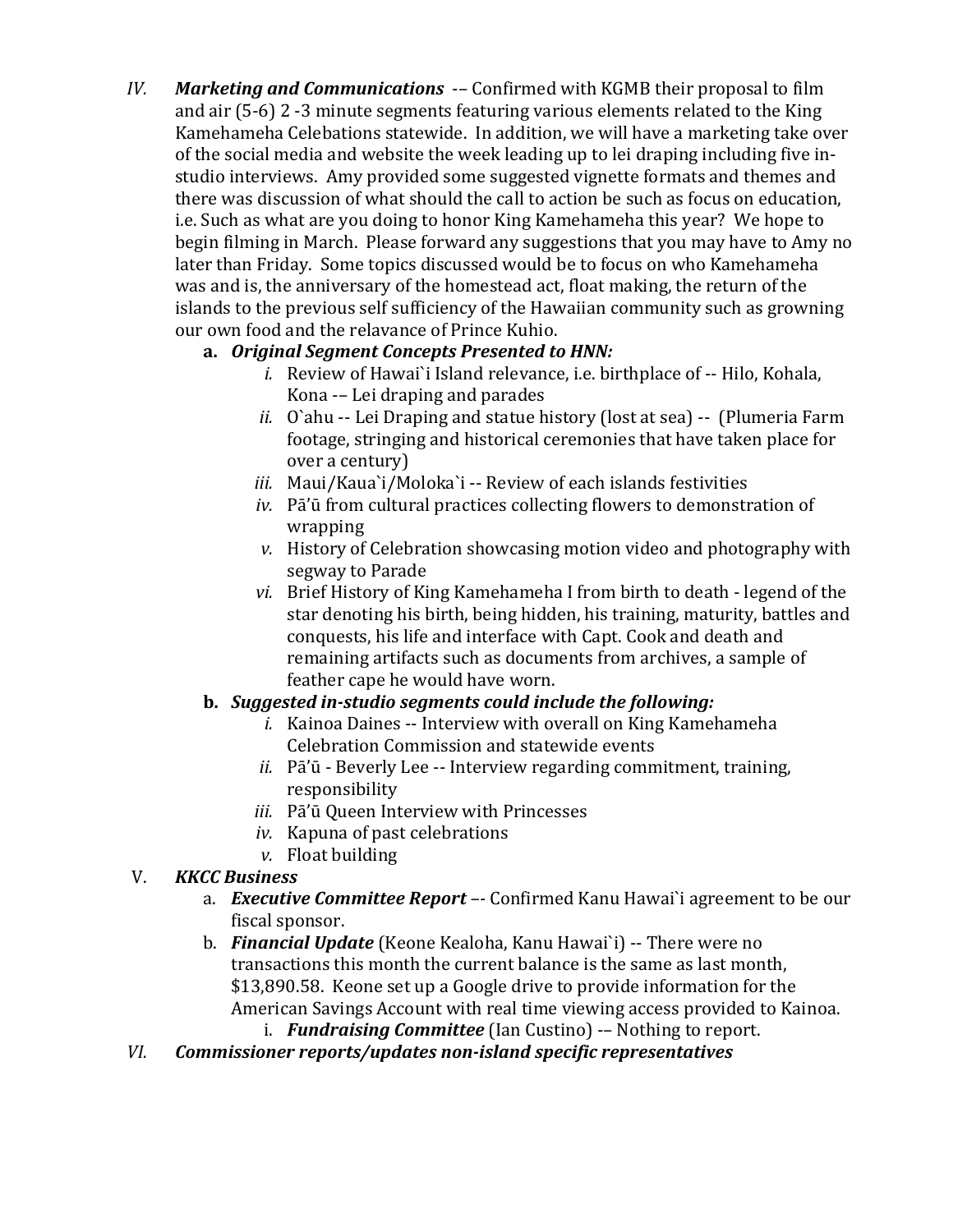*IV.* ***Marketing and Communications*** -– Confirmed with KGMB their proposal to film and air (5-6) 2 -3 minute segments featuring various elements related to the King Kamehameha Celebations statewide. In addition, we will have a marketing take over of the social media and website the week leading up to lei draping including five in-studio interviews. Amy provided some suggested vignette formats and themes and there was discussion of what should the call to action be such as focus on education, i.e. Such as what are you doing to honor King Kamehameha this year? We hope to begin filming in March. Please forward any suggestions that you may have to Amy no later than Friday. Some topics discussed would be to focus on who Kamehameha was and is, the anniversary of the homestead act, float making, the return of the islands to the previous self sufficiency of the Hawaiian community such as growning our own food and the relavance of Prince Kuhio.

**a.** ***Original Segment Concepts Presented to HNN:***

*i.* Review of Hawai`i Island relevance, i.e. birthplace of -- Hilo, Kohala, Kona -– Lei draping and parades

*ii.* O`ahu -- Lei Draping and statue history (lost at sea) -- (Plumeria Farm footage, stringing and historical ceremonies that have taken place for over a century)

*iii.* Maui/Kaua`i/Moloka`i -- Review of each islands festivities

*iv.* Pā'ū from cultural practices collecting flowers to demonstration of wrapping

*v.* History of Celebration showcasing motion video and photography with segway to Parade

*vi.* Brief History of King Kamehameha I from birth to death - legend of the star denoting his birth, being hidden, his training, maturity, battles and conquests, his life and interface with Capt. Cook and death and remaining artifacts such as documents from archives, a sample of feather cape he would have worn.

**b.** ***Suggested in-studio segments could include the following:***

*i.* Kainoa Daines -- Interview with overall on King Kamehameha Celebration Commission and statewide events

*ii.* Pā'ū - Beverly Lee -- Interview regarding commitment, training, responsibility

*iii.* Pā'ū Queen Interview with Princesses

*iv.* Kapuna of past celebrations

*v.* Float building

V. ***KKCC Business***

a. ***Executive Committee Report*** –- Confirmed Kanu Hawai`i agreement to be our fiscal sponsor.

b. ***Financial Update*** (Keone Kealoha, Kanu Hawai`i) -- There were no transactions this month the current balance is the same as last month, $13,890.58. Keone set up a Google drive to provide information for the American Savings Account with real time viewing access provided to Kainoa.

i. ***Fundraising Committee*** (Ian Custino) -– Nothing to report.

*VI.* ***Commissioner reports/updates non-island specific representatives***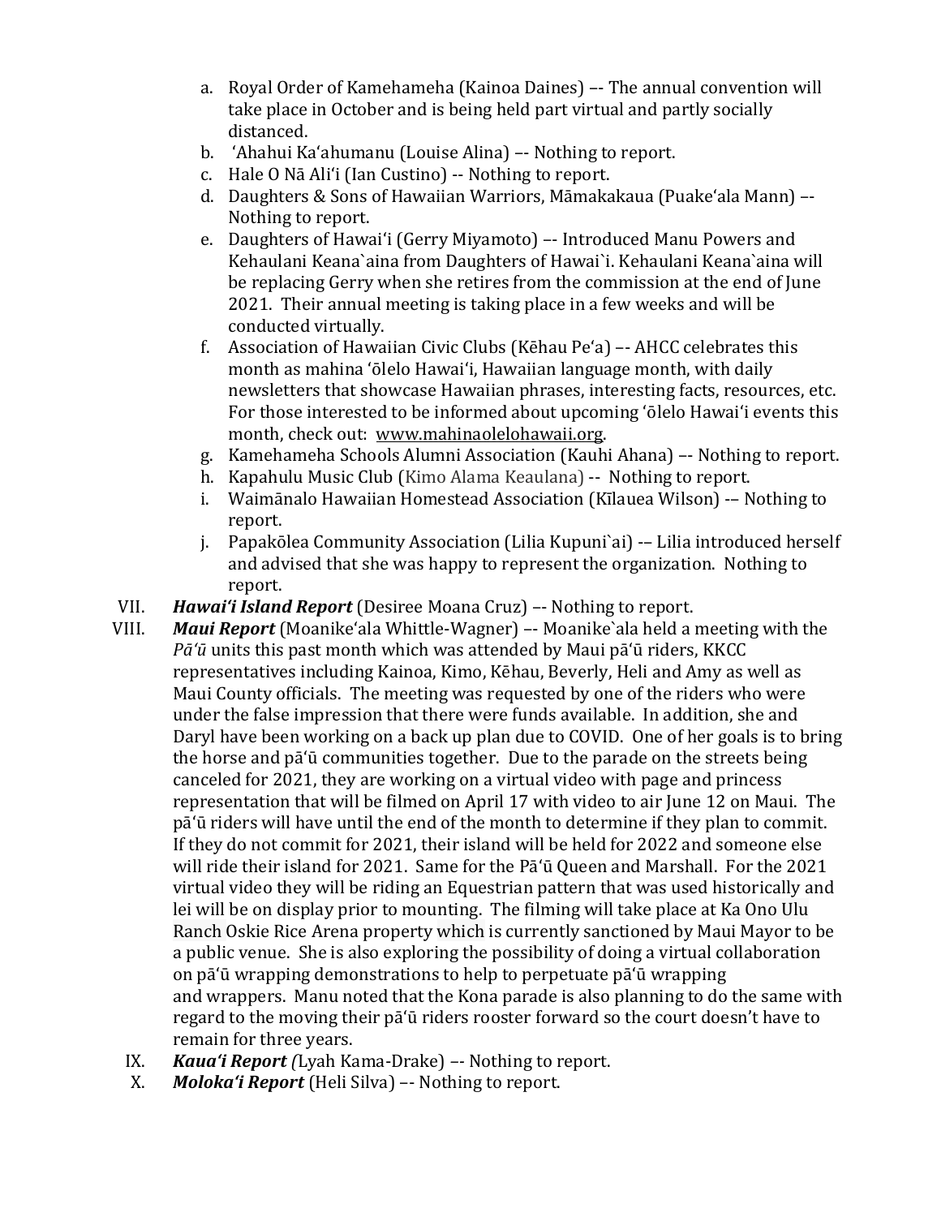a. Royal Order of Kamehameha (Kainoa Daines) –- The annual convention will take place in October and is being held part virtual and partly socially distanced.
b. ʻAhahui Kaʻahumanu (Louise Alina) –- Nothing to report.
c. Hale O Nā Aliʻi (Ian Custino) -- Nothing to report.
d. Daughters & Sons of Hawaiian Warriors, Māmakakaua (Puakeʻala Mann) –- Nothing to report.
e. Daughters of Hawaiʻi (Gerry Miyamoto) –- Introduced Manu Powers and Kehaulani Keana`aina from Daughters of Hawai`i. Kehaulani Keana`aina will be replacing Gerry when she retires from the commission at the end of June 2021. Their annual meeting is taking place in a few weeks and will be conducted virtually.
f. Association of Hawaiian Civic Clubs (Kēhau Peʻa) –- AHCC celebrates this month as mahina ʻōlelo Hawaiʻi, Hawaiian language month, with daily newsletters that showcase Hawaiian phrases, interesting facts, resources, etc. For those interested to be informed about upcoming ʻōlelo Hawaiʻi events this month, check out: www.mahinaolelohawaii.org.
g. Kamehameha Schools Alumni Association (Kauhi Ahana) –- Nothing to report.
h. Kapahulu Music Club (Kimo Alama Keaulana) -- Nothing to report.
i. Waimānalo Hawaiian Homestead Association (Kīlauea Wilson) -– Nothing to report.
j. Papakōlea Community Association (Lilia Kupuni`ai) -– Lilia introduced herself and advised that she was happy to represent the organization. Nothing to report.

VII. ***Hawaiʻi Island Report*** (Desiree Moana Cruz) –- Nothing to report.

VIII. ***Maui Report*** (Moanikeʻala Whittle-Wagner) –- Moanike`ala held a meeting with the *Pāʻū* units this past month which was attended by Maui pāʻū riders, KKCC representatives including Kainoa, Kimo, Kēhau, Beverly, Heli and Amy as well as Maui County officials. The meeting was requested by one of the riders who were under the false impression that there were funds available. In addition, she and Daryl have been working on a back up plan due to COVID. One of her goals is to bring the horse and pāʻū communities together. Due to the parade on the streets being canceled for 2021, they are working on a virtual video with page and princess representation that will be filmed on April 17 with video to air June 12 on Maui. The pāʻū riders will have until the end of the month to determine if they plan to commit. If they do not commit for 2021, their island will be held for 2022 and someone else will ride their island for 2021. Same for the Pāʻū Queen and Marshall. For the 2021 virtual video they will be riding an Equestrian pattern that was used historically and lei will be on display prior to mounting. The filming will take place at Ka Ono Ulu Ranch Oskie Rice Arena property which is currently sanctioned by Maui Mayor to be a public venue. She is also exploring the possibility of doing a virtual collaboration on pāʻū wrapping demonstrations to help to perpetuate pāʻū wrapping and wrappers. Manu noted that the Kona parade is also planning to do the same with regard to the moving their pāʻū riders rooster forward so the court doesn't have to remain for three years.

IX. ***Kauaʻi Report*** *(*Lyah Kama-Drake) –- Nothing to report.

X. ***Molokaʻi Report*** (Heli Silva) –- Nothing to report.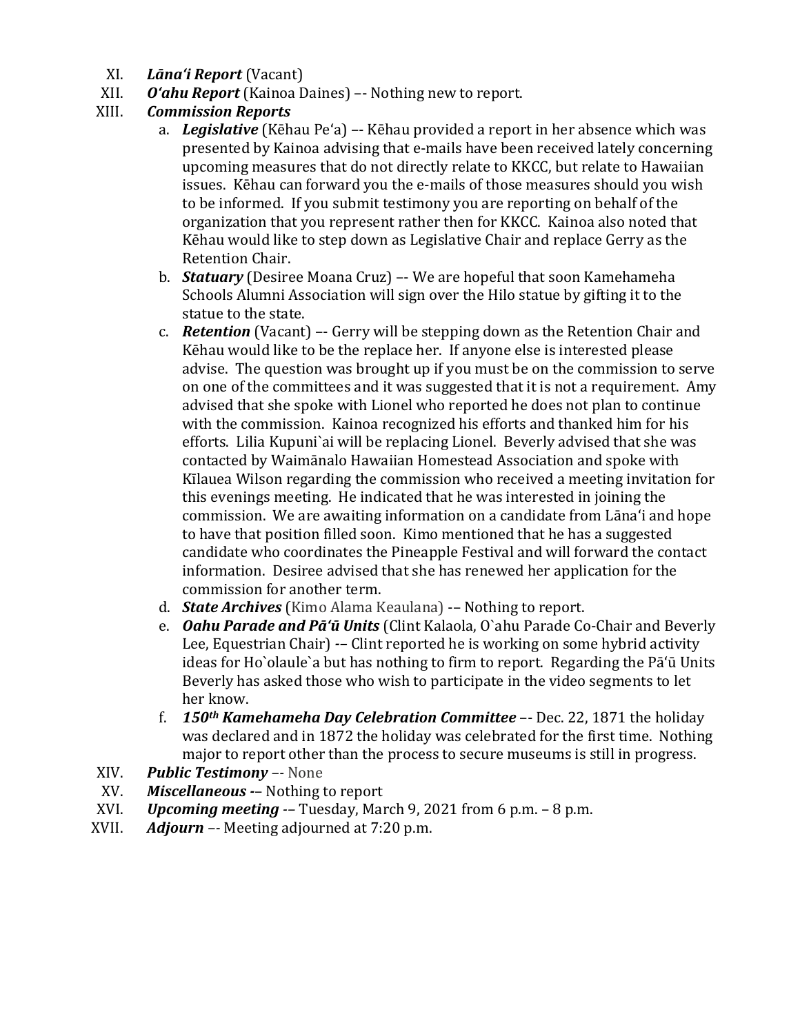XI. ***Lānaʻi Report*** (Vacant)

XII. ***Oʻahu Report*** (Kainoa Daines) –- Nothing new to report.

XIII. ***Commission Reports***

a. ***Legislative*** (Kēhau Peʻa) –- Kēhau provided a report in her absence which was presented by Kainoa advising that e-mails have been received lately concerning upcoming measures that do not directly relate to KKCC, but relate to Hawaiian issues. Kēhau can forward you the e-mails of those measures should you wish to be informed. If you submit testimony you are reporting on behalf of the organization that you represent rather then for KKCC. Kainoa also noted that Kēhau would like to step down as Legislative Chair and replace Gerry as the Retention Chair.

b. ***Statuary*** (Desiree Moana Cruz) –- We are hopeful that soon Kamehameha Schools Alumni Association will sign over the Hilo statue by gifting it to the statue to the state.

c. ***Retention*** (Vacant) –- Gerry will be stepping down as the Retention Chair and Kēhau would like to be the replace her. If anyone else is interested please advise. The question was brought up if you must be on the commission to serve on one of the committees and it was suggested that it is not a requirement. Amy advised that she spoke with Lionel who reported he does not plan to continue with the commission. Kainoa recognized his efforts and thanked him for his efforts. Lilia Kupuni`ai will be replacing Lionel. Beverly advised that she was contacted by Waimānalo Hawaiian Homestead Association and spoke with Kīlauea Wilson regarding the commission who received a meeting invitation for this evenings meeting. He indicated that he was interested in joining the commission. We are awaiting information on a candidate from Lānaʻi and hope to have that position filled soon. Kimo mentioned that he has a suggested candidate who coordinates the Pineapple Festival and will forward the contact information. Desiree advised that she has renewed her application for the commission for another term.

d. ***State Archives*** (Kimo Alama Keaulana) -– Nothing to report.

e. ***Oahu Parade and Pāʻū Units*** (Clint Kalaola, O`ahu Parade Co-Chair and Beverly Lee, Equestrian Chair) **-–** Clint reported he is working on some hybrid activity ideas for Ho`olaule`a but has nothing to firm to report. Regarding the Pāʻū Units Beverly has asked those who wish to participate in the video segments to let her know.

f. ***150th Kamehameha Day Celebration Committee*** –- Dec. 22, 1871 the holiday was declared and in 1872 the holiday was celebrated for the first time. Nothing major to report other than the process to secure museums is still in progress.

XIV. ***Public Testimony*** –- None

XV. ***Miscellaneous*** -– Nothing to report

XVI. ***Upcoming meeting*** -– Tuesday, March 9, 2021 from 6 p.m. – 8 p.m.

XVII. ***Adjourn*** –- Meeting adjourned at 7:20 p.m.